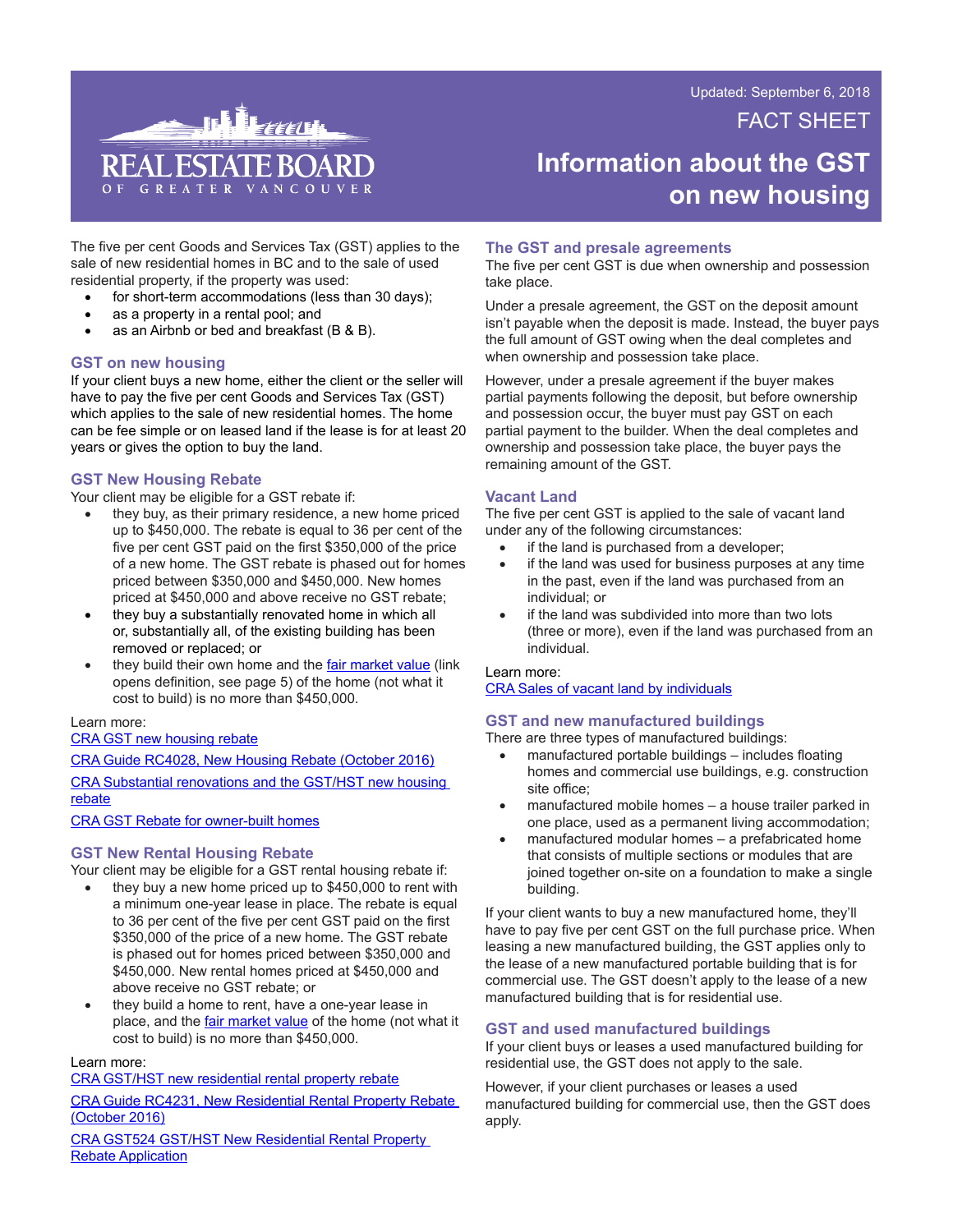Updated: September 6, 2018

FACT SHEET

# Information about the GST on new housing

The five per cent Goods and Services Tax (GST) applies to the sale of new residential homes in BC and to the sale of used residential property, if the property was used:

- for short-term accommodations (less than 30 days);
- as a property in a rental pool; and
- as an Airbnb or bed and breakfast (B & B).

## GST on new housing

If your client buys a new home, either the client or the seller will have to pay the five per cent Goods and Services Tax (GST) which applies to the sale of new residential homes. The home can be fee simple or on leased land if the lease is for at least 20 years or gives the option to buy the land.

## GST New Housing Rebate

Your client may be eligible for a GST rebate if:

- they buy, as their primary residence, a new home priced up to $450,000. The rebate is equal to 36 per cent of the five per cent GST paid on the first $350,000 of the price of a new home. The GST rebate is phased out for homes priced between $350,000 and $450,000. New homes priced at $450,000 and above receive no GST rebate;
- they buy a substantially renovated home in which all or, substantially all, of the existing building has been removed or replaced; or
- they build their own home and the fair market value (link opens definition, see page 5) of the home (not what it cost to build) is no more than $450,000.

Learn more:

CRA GST new housing rebate

CRA Guide RC4028, New Housing Rebate (October 2016)

CRA Substantial renovations and the GST/HST new housing rebate

CRA GST Rebate for owner-built homes

## GST New Rental Housing Rebate

Your client may be eligible for a GST rental housing rebate if:

- they buy a new home priced up to $450,000 to rent with a minimum one-year lease in place. The rebate is equal to 36 per cent of the five per cent GST paid on the first $350,000 of the price of a new home. The GST rebate is phased out for homes priced between $350,000 and $450,000. New rental homes priced at $450,000 and above receive no GST rebate; or
- they build a home to rent, have a one-year lease in place, and the fair market value of the home (not what it cost to build) is no more than $450,000.

Learn more:

CRA GST/HST new residential rental property rebate

CRA Guide RC4231, New Residential Rental Property Rebate (October 2016)

CRA GST524 GST/HST New Residential Rental Property Rebate Application

## The GST and presale agreements

The five per cent GST is due when ownership and possession take place.

Under a presale agreement, the GST on the deposit amount isn't payable when the deposit is made. Instead, the buyer pays the full amount of GST owing when the deal completes and when ownership and possession take place.

However, under a presale agreement if the buyer makes partial payments following the deposit, but before ownership and possession occur, the buyer must pay GST on each partial payment to the builder. When the deal completes and ownership and possession take place, the buyer pays the remaining amount of the GST.

## Vacant Land

The five per cent GST is applied to the sale of vacant land under any of the following circumstances:

- if the land is purchased from a developer;
- if the land was used for business purposes at any time in the past, even if the land was purchased from an individual; or
- if the land was subdivided into more than two lots (three or more), even if the land was purchased from an individual.

Learn more:

CRA Sales of vacant land by individuals

## GST and new manufactured buildings

There are three types of manufactured buildings:

- manufactured portable buildings – includes floating homes and commercial use buildings, e.g. construction site office;
- manufactured mobile homes – a house trailer parked in one place, used as a permanent living accommodation;
- manufactured modular homes – a prefabricated home that consists of multiple sections or modules that are joined together on-site on a foundation to make a single building.

If your client wants to buy a new manufactured home, they'll have to pay five per cent GST on the full purchase price. When leasing a new manufactured building, the GST applies only to the lease of a new manufactured portable building that is for commercial use. The GST doesn't apply to the lease of a new manufactured building that is for residential use.

## GST and used manufactured buildings

If your client buys or leases a used manufactured building for residential use, the GST does not apply to the sale.

However, if your client purchases or leases a used manufactured building for commercial use, then the GST does apply.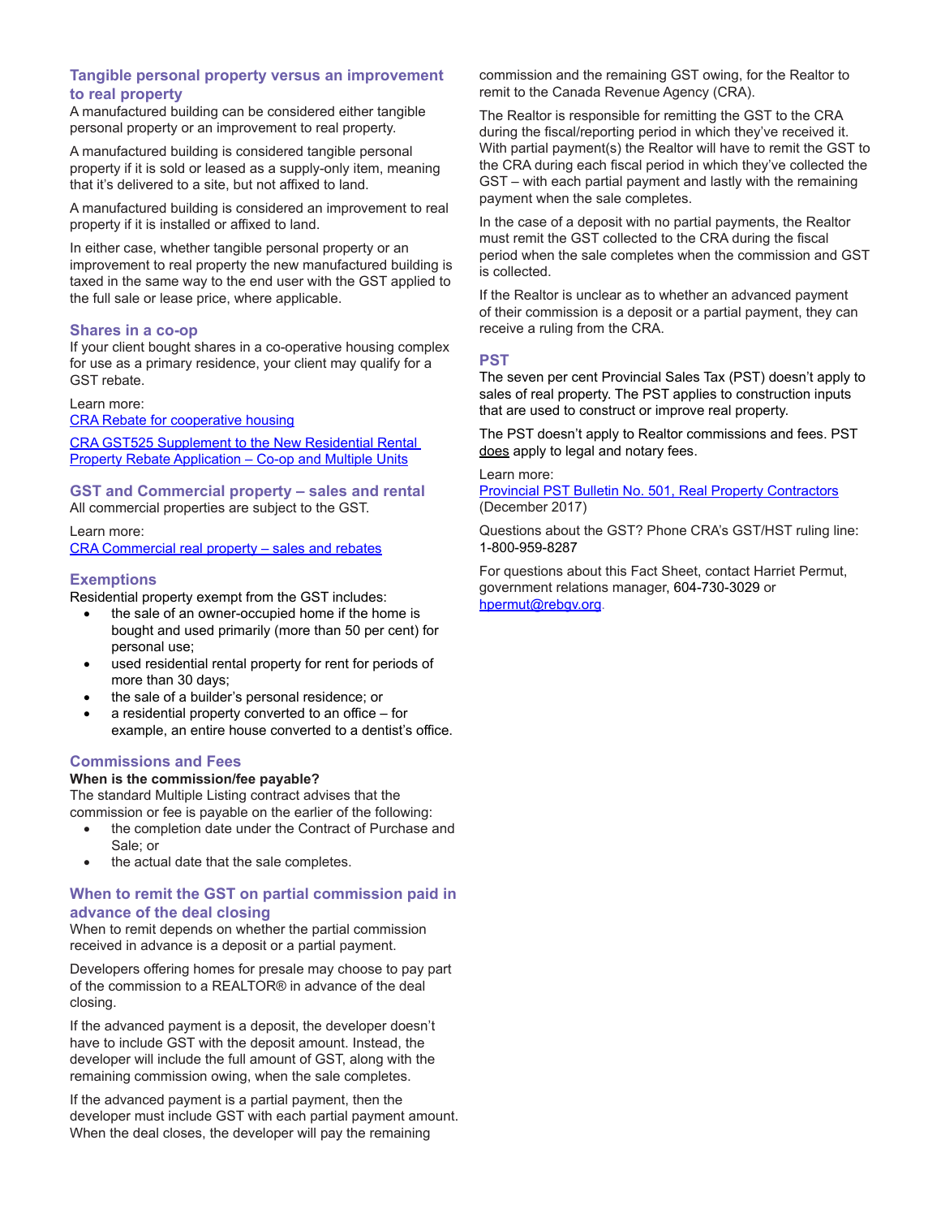## Tangible personal property versus an improvement to real property

A manufactured building can be considered either tangible personal property or an improvement to real property.

A manufactured building is considered tangible personal property if it is sold or leased as a supply-only item, meaning that it's delivered to a site, but not affixed to land.

A manufactured building is considered an improvement to real property if it is installed or affixed to land.

In either case, whether tangible personal property or an improvement to real property the new manufactured building is taxed in the same way to the end user with the GST applied to the full sale or lease price, where applicable.

## Shares in a co-op

If your client bought shares in a co-operative housing complex for use as a primary residence, your client may qualify for a GST rebate.

Learn more:
CRA Rebate for cooperative housing

CRA GST525 Supplement to the New Residential Rental Property Rebate Application – Co-op and Multiple Units

## GST and Commercial property – sales and rental

All commercial properties are subject to the GST.

Learn more:
CRA Commercial real property – sales and rebates

## Exemptions

Residential property exempt from the GST includes:

- the sale of an owner-occupied home if the home is bought and used primarily (more than 50 per cent) for personal use;
- used residential rental property for rent for periods of more than 30 days;
- the sale of a builder's personal residence; or
- a residential property converted to an office – for example, an entire house converted to a dentist's office.

## Commissions and Fees

**When is the commission/fee payable?**

The standard Multiple Listing contract advises that the commission or fee is payable on the earlier of the following:

- the completion date under the Contract of Purchase and Sale; or
- the actual date that the sale completes.

## When to remit the GST on partial commission paid in advance of the deal closing

When to remit depends on whether the partial commission received in advance is a deposit or a partial payment.

Developers offering homes for presale may choose to pay part of the commission to a REALTOR® in advance of the deal closing.

If the advanced payment is a deposit, the developer doesn't have to include GST with the deposit amount. Instead, the developer will include the full amount of GST, along with the remaining commission owing, when the sale completes.

If the advanced payment is a partial payment, then the developer must include GST with each partial payment amount. When the deal closes, the developer will pay the remaining commission and the remaining GST owing, for the Realtor to remit to the Canada Revenue Agency (CRA).

The Realtor is responsible for remitting the GST to the CRA during the fiscal/reporting period in which they've received it. With partial payment(s) the Realtor will have to remit the GST to the CRA during each fiscal period in which they've collected the GST – with each partial payment and lastly with the remaining payment when the sale completes.

In the case of a deposit with no partial payments, the Realtor must remit the GST collected to the CRA during the fiscal period when the sale completes when the commission and GST is collected.

If the Realtor is unclear as to whether an advanced payment of their commission is a deposit or a partial payment, they can receive a ruling from the CRA.

## PST

The seven per cent Provincial Sales Tax (PST) doesn't apply to sales of real property. The PST applies to construction inputs that are used to construct or improve real property.

The PST doesn't apply to Realtor commissions and fees. PST does apply to legal and notary fees.

Learn more:
Provincial PST Bulletin No. 501, Real Property Contractors (December 2017)

Questions about the GST? Phone CRA's GST/HST ruling line: 1-800-959-8287

For questions about this Fact Sheet, contact Harriet Permut, government relations manager, 604-730-3029 or hpermut@rebgv.org.